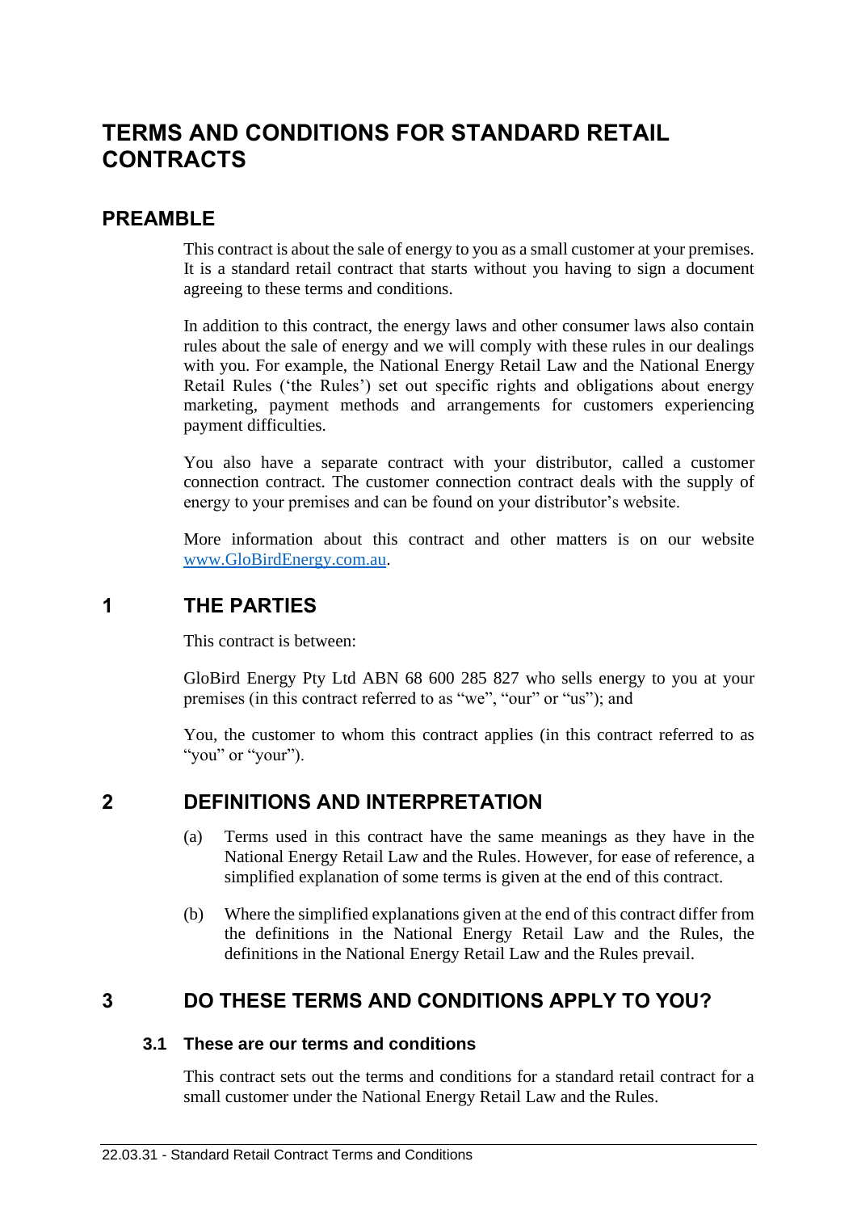# TERMS AND CONDITIONS FOR STANDARD RETAIL CONTRACTS

## PREAMBLE

This contract is about the sale of energy to you as a small customer at your premises. It is a standard retail contract that starts without you having to sign a document agreeing to these terms and conditions.

In addition to this contract, the energy laws and other consumer laws also contain rules about the sale of energy and we will comply with these rules in our dealings with you. For example, the National Energy Retail Law and the National Energy Retail Rules ('the Rules') set out specific rights and obligations about energy marketing, payment methods and arrangements for customers experiencing payment difficulties.

You also have a separate contract with your distributor, called a customer connection contract. The customer connection contract deals with the supply of energy to your premises and can be found on your distributor's website.

More information about this contract and other matters is on our website [www.GloBirdEnergy.com.au](http://www.GloBirdEnergy.com.au).

## 1 THE PARTIES

This contract is between:

GloBird Energy Pty Ltd ABN 68 600 285 827 who sells energy to you at your premises (in this contract referred to as "we", "our" or "us"); and

You, the customer to whom this contract applies (in this contract referred to as "you" or "your").

## 2 DEFINITIONS AND INTERPRETATION

(a) Terms used in this contract have the same meanings as they have in the National Energy Retail Law and the Rules. However, for ease of reference, a simplified explanation of some terms is given at the end of this contract.

(b) Where the simplified explanations given at the end of this contract differ from the definitions in the National Energy Retail Law and the Rules, the definitions in the National Energy Retail Law and the Rules prevail.

## 3 DO THESE TERMS AND CONDITIONS APPLY TO YOU?

### 3.1 These are our terms and conditions

This contract sets out the terms and conditions for a standard retail contract for a small customer under the National Energy Retail Law and the Rules.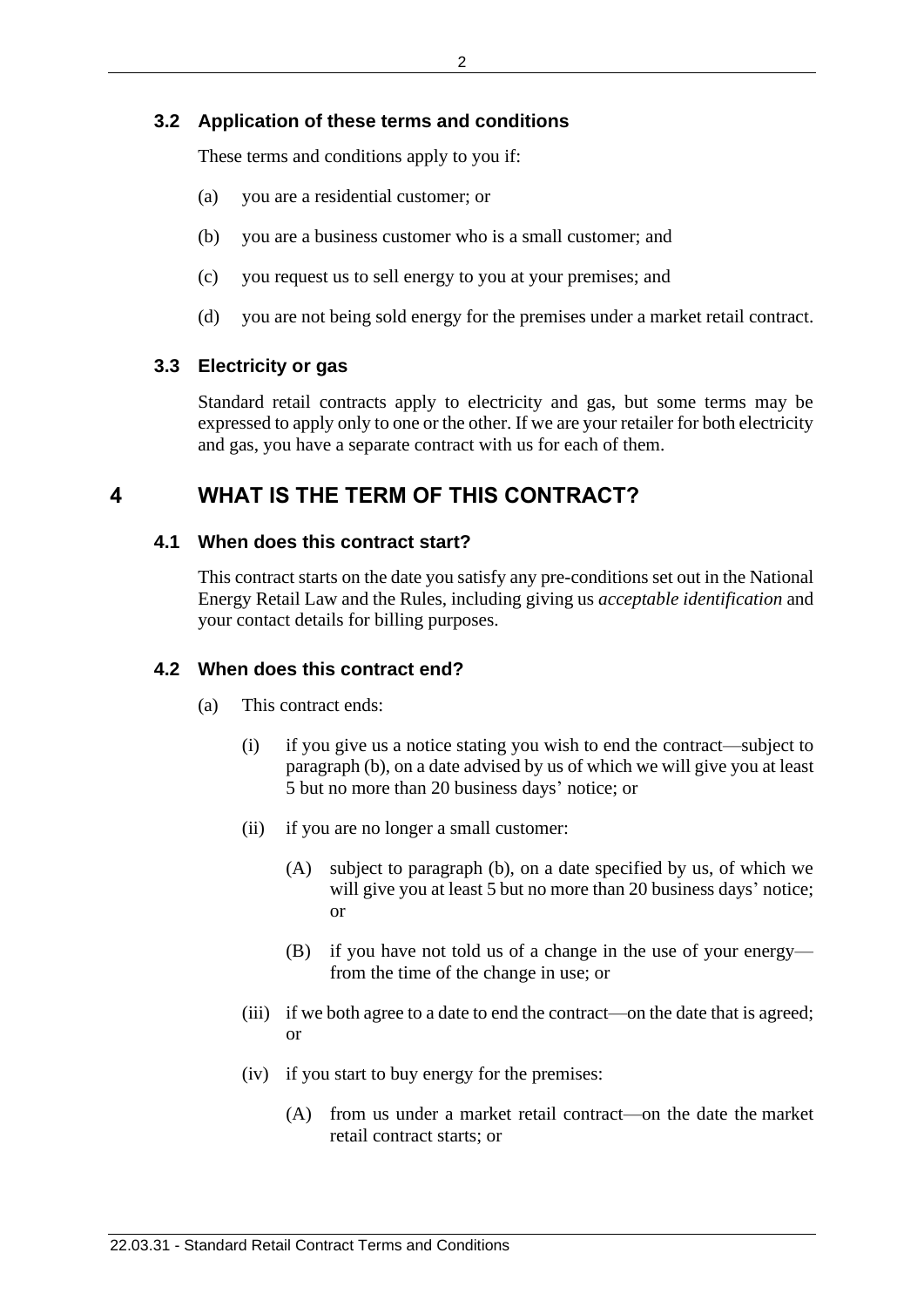### 3.2 Application of these terms and conditions

These terms and conditions apply to you if:

(a) you are a residential customer; or

(b) you are a business customer who is a small customer; and

(c) you request us to sell energy to you at your premises; and

(d) you are not being sold energy for the premises under a market retail contract.

### 3.3 Electricity or gas

Standard retail contracts apply to electricity and gas, but some terms may be expressed to apply only to one or the other. If we are your retailer for both electricity and gas, you have a separate contract with us for each of them.

## 4 WHAT IS THE TERM OF THIS CONTRACT?

### 4.1 When does this contract start?

This contract starts on the date you satisfy any pre-conditions set out in the National Energy Retail Law and the Rules, including giving us *acceptable identification* and your contact details for billing purposes.

### 4.2 When does this contract end?

(a) This contract ends:

(i) if you give us a notice stating you wish to end the contract—subject to paragraph (b), on a date advised by us of which we will give you at least 5 but no more than 20 business days' notice; or

(ii) if you are no longer a small customer:

(A) subject to paragraph (b), on a date specified by us, of which we will give you at least 5 but no more than 20 business days' notice; or

(B) if you have not told us of a change in the use of your energy—from the time of the change in use; or

(iii) if we both agree to a date to end the contract—on the date that is agreed; or

(iv) if you start to buy energy for the premises:

(A) from us under a market retail contract—on the date the market retail contract starts; or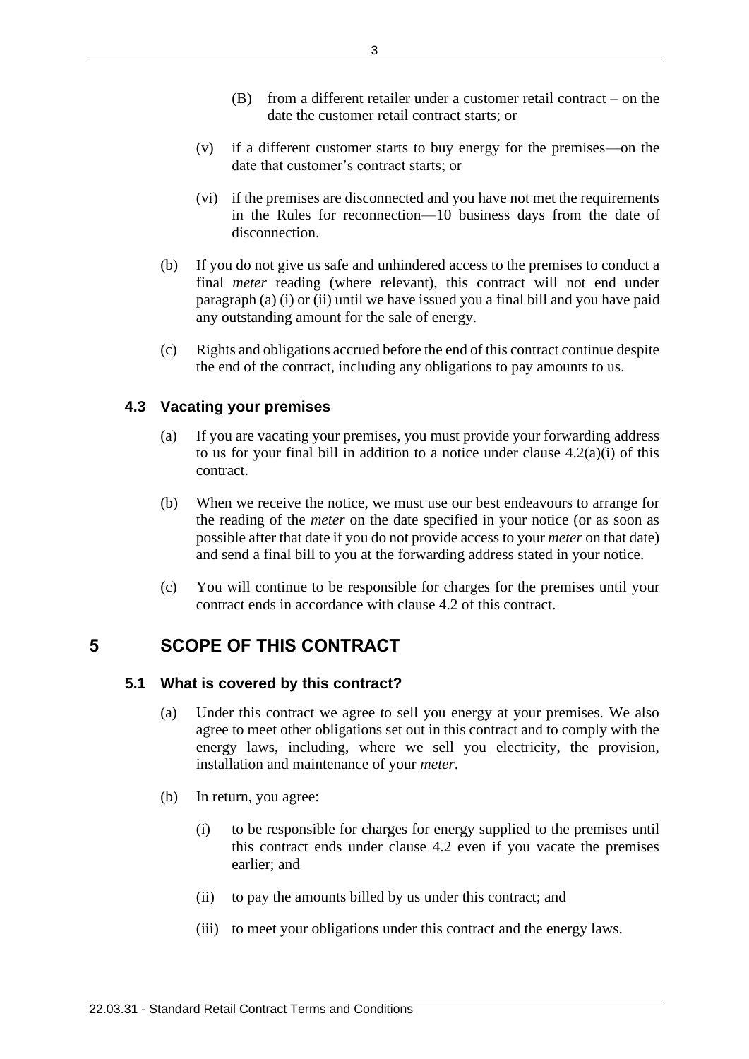(B) from a different retailer under a customer retail contract – on the date the customer retail contract starts; or

(v) if a different customer starts to buy energy for the premises—on the date that customer's contract starts; or

(vi) if the premises are disconnected and you have not met the requirements in the Rules for reconnection—10 business days from the date of disconnection.

(b) If you do not give us safe and unhindered access to the premises to conduct a final *meter* reading (where relevant), this contract will not end under paragraph (a) (i) or (ii) until we have issued you a final bill and you have paid any outstanding amount for the sale of energy.

(c) Rights and obligations accrued before the end of this contract continue despite the end of the contract, including any obligations to pay amounts to us.

### 4.3 Vacating your premises

(a) If you are vacating your premises, you must provide your forwarding address to us for your final bill in addition to a notice under clause 4.2(a)(i) of this contract.

(b) When we receive the notice, we must use our best endeavours to arrange for the reading of the *meter* on the date specified in your notice (or as soon as possible after that date if you do not provide access to your *meter* on that date) and send a final bill to you at the forwarding address stated in your notice.

(c) You will continue to be responsible for charges for the premises until your contract ends in accordance with clause 4.2 of this contract.

## 5 SCOPE OF THIS CONTRACT

### 5.1 What is covered by this contract?

(a) Under this contract we agree to sell you energy at your premises. We also agree to meet other obligations set out in this contract and to comply with the energy laws, including, where we sell you electricity, the provision, installation and maintenance of your *meter*.

(b) In return, you agree:

(i) to be responsible for charges for energy supplied to the premises until this contract ends under clause 4.2 even if you vacate the premises earlier; and

(ii) to pay the amounts billed by us under this contract; and

(iii) to meet your obligations under this contract and the energy laws.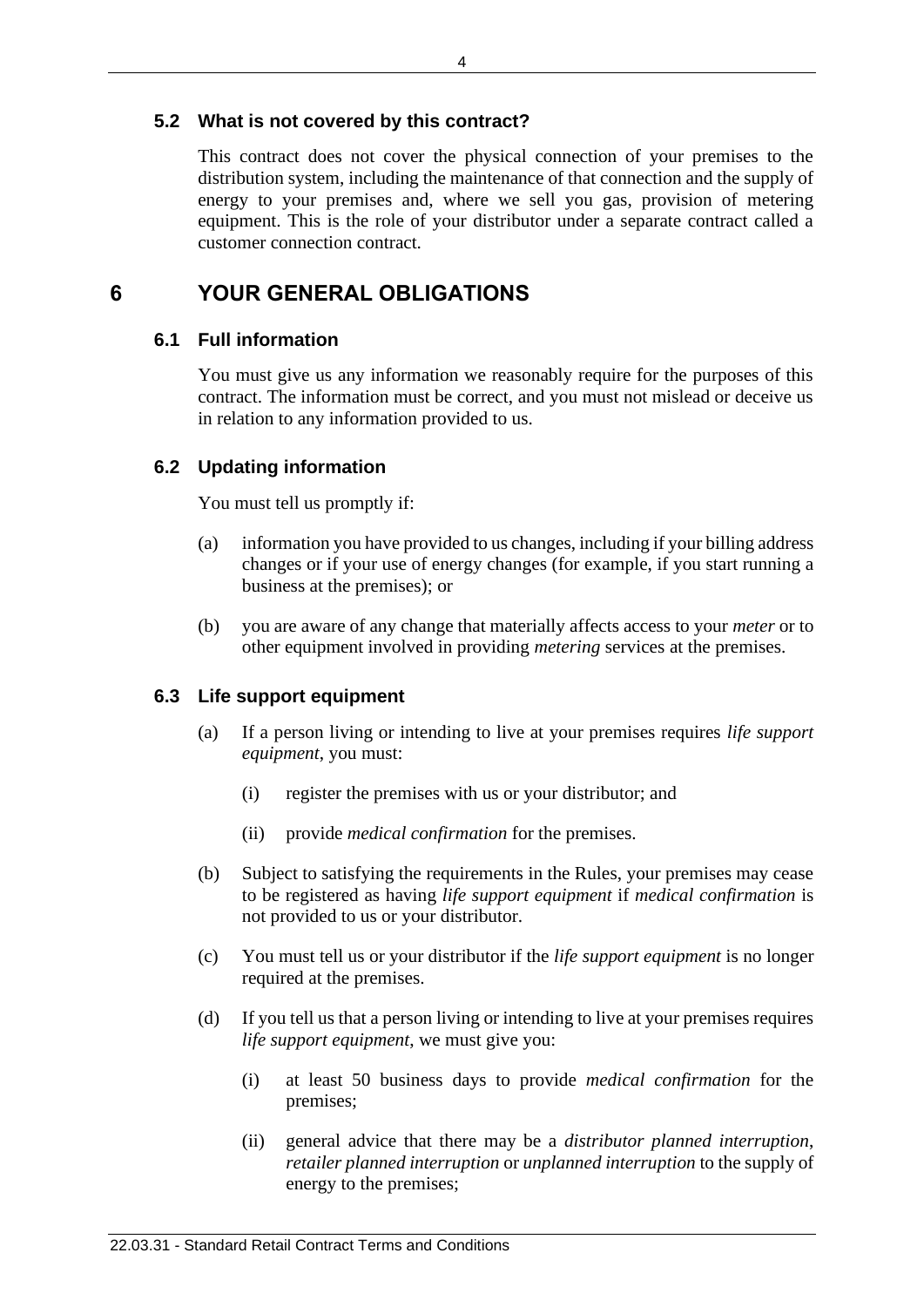### 5.2 What is not covered by this contract?

This contract does not cover the physical connection of your premises to the distribution system, including the maintenance of that connection and the supply of energy to your premises and, where we sell you gas, provision of metering equipment. This is the role of your distributor under a separate contract called a customer connection contract.

## 6 YOUR GENERAL OBLIGATIONS

### 6.1 Full information

You must give us any information we reasonably require for the purposes of this contract. The information must be correct, and you must not mislead or deceive us in relation to any information provided to us.

### 6.2 Updating information

You must tell us promptly if:

(a) information you have provided to us changes, including if your billing address changes or if your use of energy changes (for example, if you start running a business at the premises); or

(b) you are aware of any change that materially affects access to your *meter* or to other equipment involved in providing *metering* services at the premises.

### 6.3 Life support equipment

(a) If a person living or intending to live at your premises requires *life support equipment*, you must:

  (i) register the premises with us or your distributor; and

  (ii) provide *medical confirmation* for the premises.

(b) Subject to satisfying the requirements in the Rules, your premises may cease to be registered as having *life support equipment* if *medical confirmation* is not provided to us or your distributor.

(c) You must tell us or your distributor if the *life support equipment* is no longer required at the premises.

(d) If you tell us that a person living or intending to live at your premises requires *life support equipment*, we must give you:

  (i) at least 50 business days to provide *medical confirmation* for the premises;

  (ii) general advice that there may be a *distributor planned interruption*, *retailer planned interruption* or *unplanned interruption* to the supply of energy to the premises;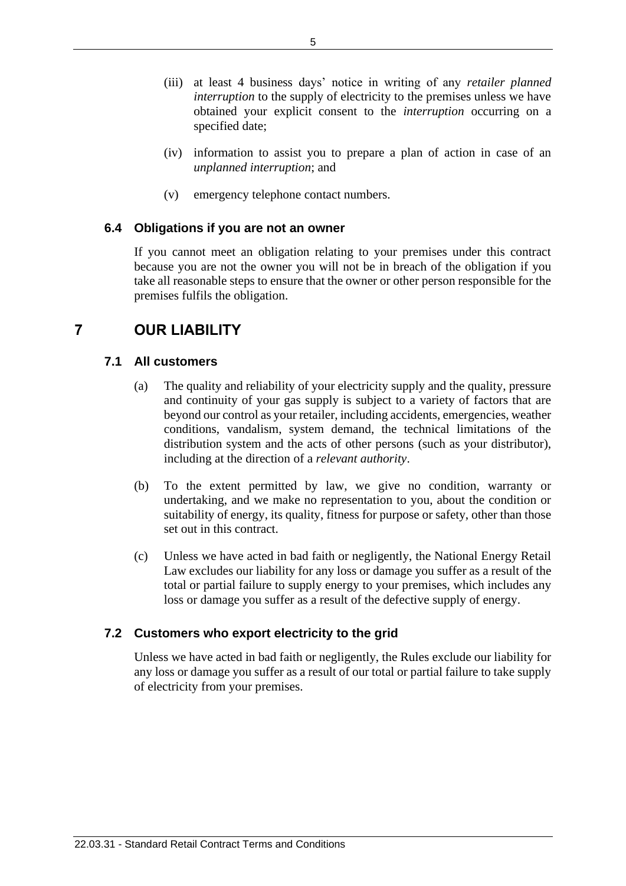(iii) at least 4 business days' notice in writing of any *retailer planned interruption* to the supply of electricity to the premises unless we have obtained your explicit consent to the *interruption* occurring on a specified date;

(iv) information to assist you to prepare a plan of action in case of an *unplanned interruption*; and

(v) emergency telephone contact numbers.

### 6.4 Obligations if you are not an owner

If you cannot meet an obligation relating to your premises under this contract because you are not the owner you will not be in breach of the obligation if you take all reasonable steps to ensure that the owner or other person responsible for the premises fulfils the obligation.

## 7 OUR LIABILITY

### 7.1 All customers

(a) The quality and reliability of your electricity supply and the quality, pressure and continuity of your gas supply is subject to a variety of factors that are beyond our control as your retailer, including accidents, emergencies, weather conditions, vandalism, system demand, the technical limitations of the distribution system and the acts of other persons (such as your distributor), including at the direction of a *relevant authority*.

(b) To the extent permitted by law, we give no condition, warranty or undertaking, and we make no representation to you, about the condition or suitability of energy, its quality, fitness for purpose or safety, other than those set out in this contract.

(c) Unless we have acted in bad faith or negligently, the National Energy Retail Law excludes our liability for any loss or damage you suffer as a result of the total or partial failure to supply energy to your premises, which includes any loss or damage you suffer as a result of the defective supply of energy.

### 7.2 Customers who export electricity to the grid

Unless we have acted in bad faith or negligently, the Rules exclude our liability for any loss or damage you suffer as a result of our total or partial failure to take supply of electricity from your premises.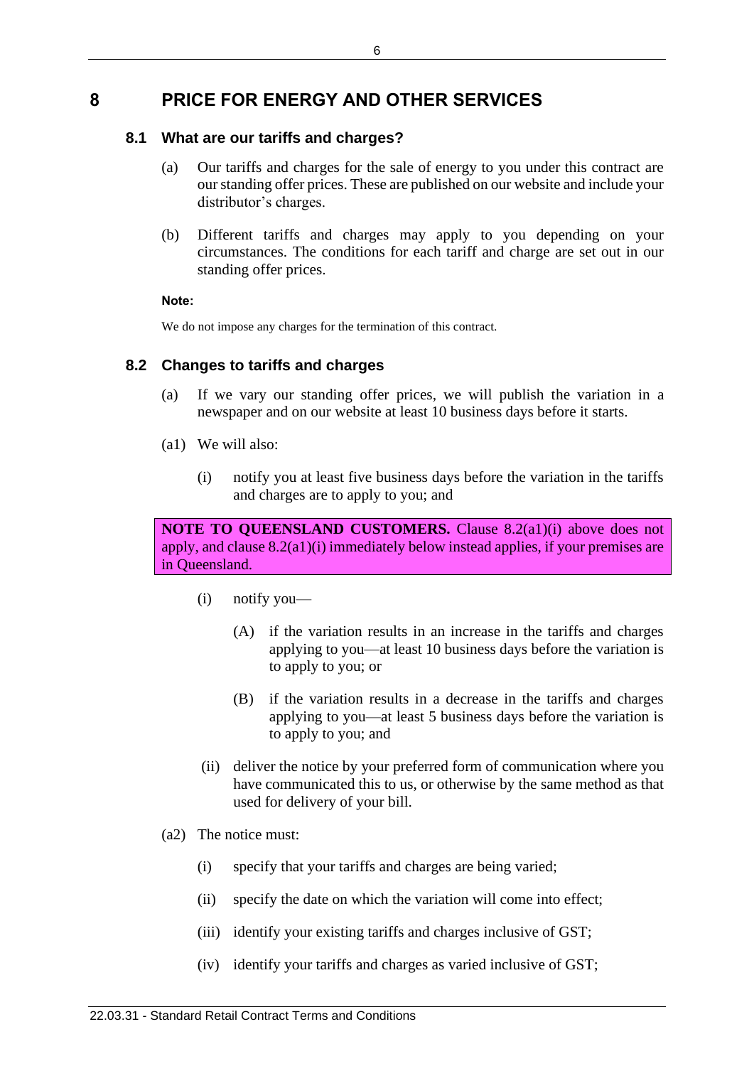# 8 PRICE FOR ENERGY AND OTHER SERVICES

## 8.1 What are our tariffs and charges?

(a) Our tariffs and charges for the sale of energy to you under this contract are our standing offer prices. These are published on our website and include your distributor's charges.

(b) Different tariffs and charges may apply to you depending on your circumstances. The conditions for each tariff and charge are set out in our standing offer prices.

**Note:**

We do not impose any charges for the termination of this contract.

## 8.2 Changes to tariffs and charges

(a) If we vary our standing offer prices, we will publish the variation in a newspaper and on our website at least 10 business days before it starts.

(a1) We will also:

(i) notify you at least five business days before the variation in the tariffs and charges are to apply to you; and

**NOTE TO QUEENSLAND CUSTOMERS.** Clause 8.2(a1)(i) above does not apply, and clause 8.2(a1)(i) immediately below instead applies, if your premises are in Queensland.

(i) notify you—

(A) if the variation results in an increase in the tariffs and charges applying to you—at least 10 business days before the variation is to apply to you; or

(B) if the variation results in a decrease in the tariffs and charges applying to you—at least 5 business days before the variation is to apply to you; and

(ii) deliver the notice by your preferred form of communication where you have communicated this to us, or otherwise by the same method as that used for delivery of your bill.

(a2) The notice must:

(i) specify that your tariffs and charges are being varied;

(ii) specify the date on which the variation will come into effect;

(iii) identify your existing tariffs and charges inclusive of GST;

(iv) identify your tariffs and charges as varied inclusive of GST;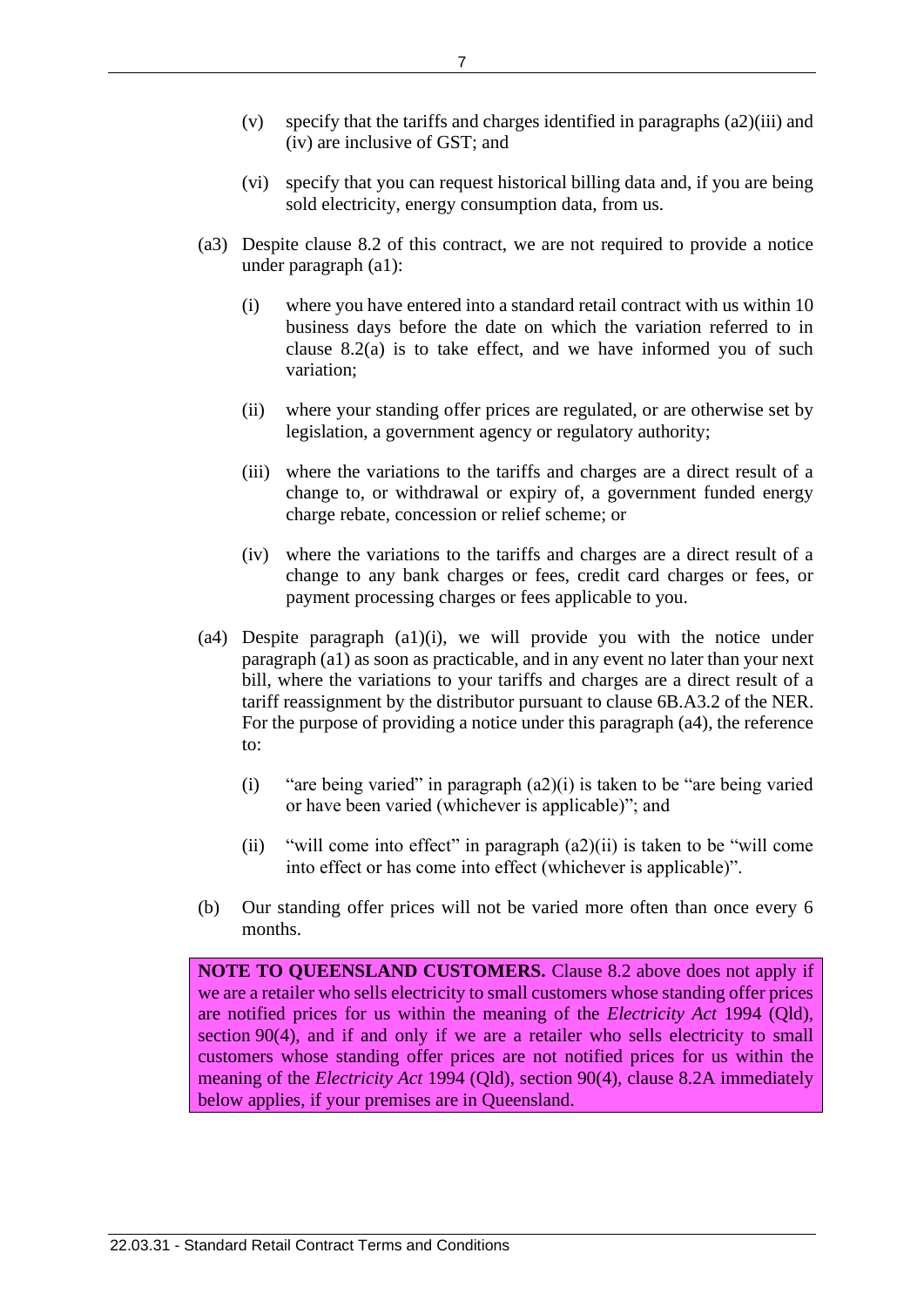(v) specify that the tariffs and charges identified in paragraphs (a2)(iii) and (iv) are inclusive of GST; and

(vi) specify that you can request historical billing data and, if you are being sold electricity, energy consumption data, from us.

(a3) Despite clause 8.2 of this contract, we are not required to provide a notice under paragraph (a1):

(i) where you have entered into a standard retail contract with us within 10 business days before the date on which the variation referred to in clause 8.2(a) is to take effect, and we have informed you of such variation;

(ii) where your standing offer prices are regulated, or are otherwise set by legislation, a government agency or regulatory authority;

(iii) where the variations to the tariffs and charges are a direct result of a change to, or withdrawal or expiry of, a government funded energy charge rebate, concession or relief scheme; or

(iv) where the variations to the tariffs and charges are a direct result of a change to any bank charges or fees, credit card charges or fees, or payment processing charges or fees applicable to you.

(a4) Despite paragraph (a1)(i), we will provide you with the notice under paragraph (a1) as soon as practicable, and in any event no later than your next bill, where the variations to your tariffs and charges are a direct result of a tariff reassignment by the distributor pursuant to clause 6B.A3.2 of the NER. For the purpose of providing a notice under this paragraph (a4), the reference to:

(i) "are being varied" in paragraph (a2)(i) is taken to be "are being varied or have been varied (whichever is applicable)"; and

(ii) "will come into effect" in paragraph (a2)(ii) is taken to be "will come into effect or has come into effect (whichever is applicable)".

(b) Our standing offer prices will not be varied more often than once every 6 months.

**NOTE TO QUEENSLAND CUSTOMERS.** Clause 8.2 above does not apply if we are a retailer who sells electricity to small customers whose standing offer prices are notified prices for us within the meaning of the *Electricity Act* 1994 (Qld), section 90(4), and if and only if we are a retailer who sells electricity to small customers whose standing offer prices are not notified prices for us within the meaning of the *Electricity Act* 1994 (Qld), section 90(4), clause 8.2A immediately below applies, if your premises are in Queensland.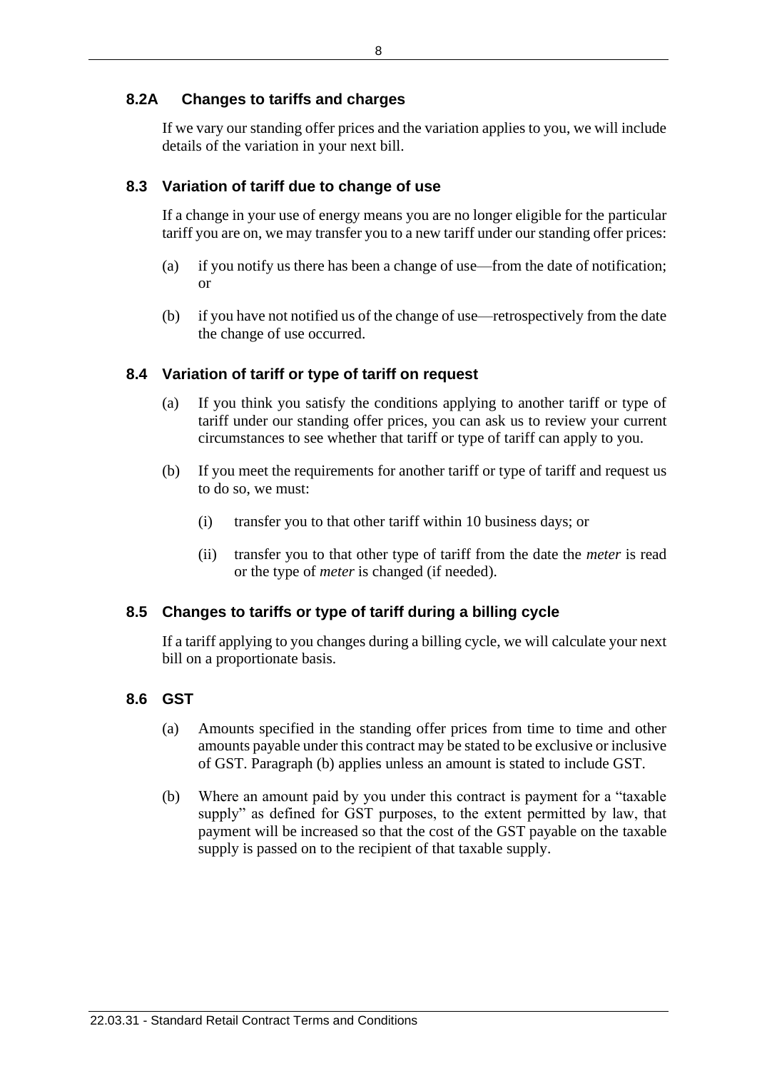### 8.2A Changes to tariffs and charges

If we vary our standing offer prices and the variation applies to you, we will include details of the variation in your next bill.

### 8.3 Variation of tariff due to change of use

If a change in your use of energy means you are no longer eligible for the particular tariff you are on, we may transfer you to a new tariff under our standing offer prices:

(a) if you notify us there has been a change of use—from the date of notification; or

(b) if you have not notified us of the change of use—retrospectively from the date the change of use occurred.

### 8.4 Variation of tariff or type of tariff on request

(a) If you think you satisfy the conditions applying to another tariff or type of tariff under our standing offer prices, you can ask us to review your current circumstances to see whether that tariff or type of tariff can apply to you.

(b) If you meet the requirements for another tariff or type of tariff and request us to do so, we must:

(i) transfer you to that other tariff within 10 business days; or

(ii) transfer you to that other type of tariff from the date the *meter* is read or the type of *meter* is changed (if needed).

### 8.5 Changes to tariffs or type of tariff during a billing cycle

If a tariff applying to you changes during a billing cycle, we will calculate your next bill on a proportionate basis.

### 8.6 GST

(a) Amounts specified in the standing offer prices from time to time and other amounts payable under this contract may be stated to be exclusive or inclusive of GST. Paragraph (b) applies unless an amount is stated to include GST.

(b) Where an amount paid by you under this contract is payment for a "taxable supply" as defined for GST purposes, to the extent permitted by law, that payment will be increased so that the cost of the GST payable on the taxable supply is passed on to the recipient of that taxable supply.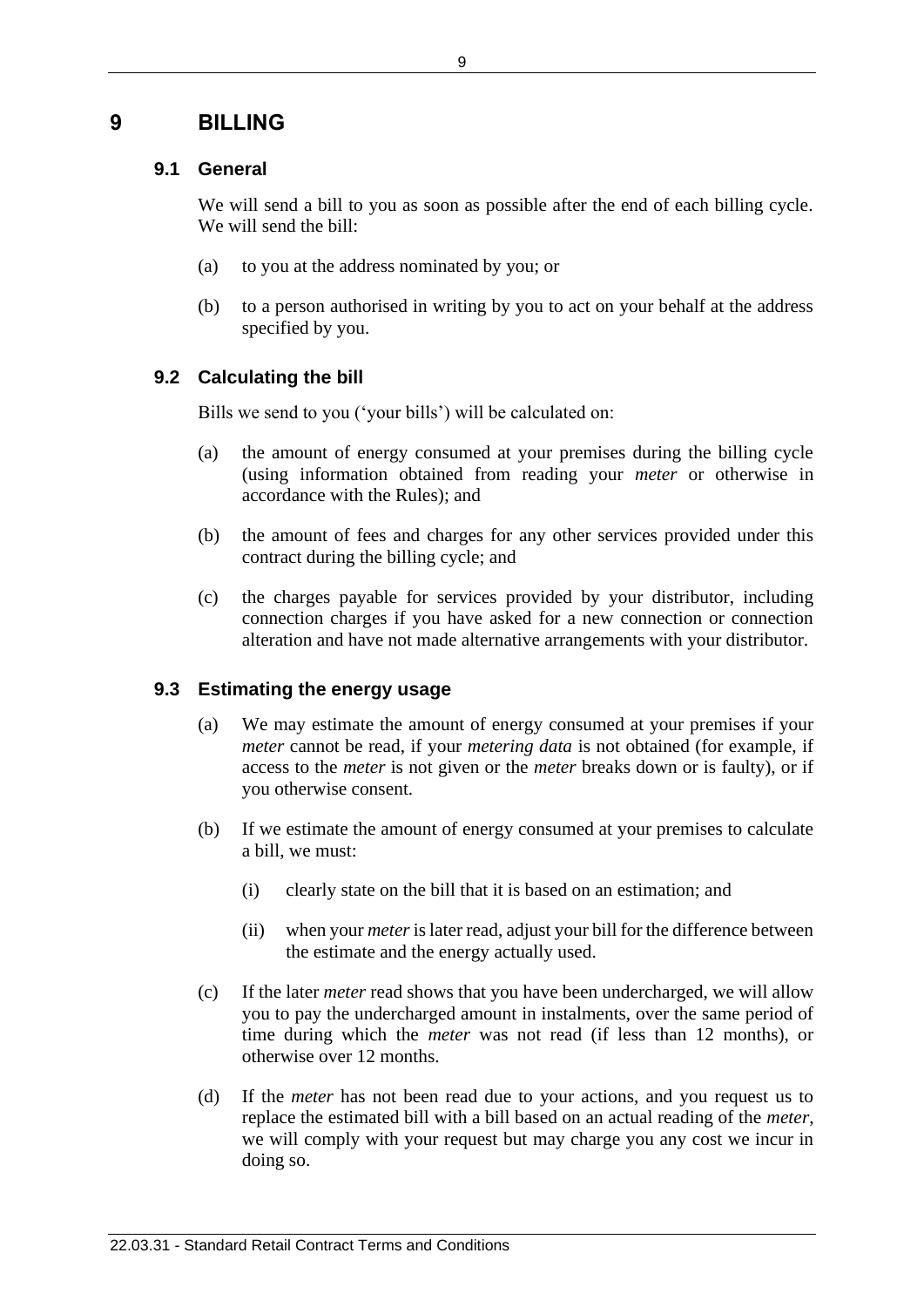# 9 BILLING

## 9.1 General

We will send a bill to you as soon as possible after the end of each billing cycle. We will send the bill:

(a) to you at the address nominated by you; or

(b) to a person authorised in writing by you to act on your behalf at the address specified by you.

## 9.2 Calculating the bill

Bills we send to you ('your bills') will be calculated on:

(a) the amount of energy consumed at your premises during the billing cycle (using information obtained from reading your *meter* or otherwise in accordance with the Rules); and

(b) the amount of fees and charges for any other services provided under this contract during the billing cycle; and

(c) the charges payable for services provided by your distributor, including connection charges if you have asked for a new connection or connection alteration and have not made alternative arrangements with your distributor.

## 9.3 Estimating the energy usage

(a) We may estimate the amount of energy consumed at your premises if your *meter* cannot be read, if your *metering data* is not obtained (for example, if access to the *meter* is not given or the *meter* breaks down or is faulty), or if you otherwise consent.

(b) If we estimate the amount of energy consumed at your premises to calculate a bill, we must:

  (i) clearly state on the bill that it is based on an estimation; and

  (ii) when your *meter* is later read, adjust your bill for the difference between the estimate and the energy actually used.

(c) If the later *meter* read shows that you have been undercharged, we will allow you to pay the undercharged amount in instalments, over the same period of time during which the *meter* was not read (if less than 12 months), or otherwise over 12 months.

(d) If the *meter* has not been read due to your actions, and you request us to replace the estimated bill with a bill based on an actual reading of the *meter*, we will comply with your request but may charge you any cost we incur in doing so.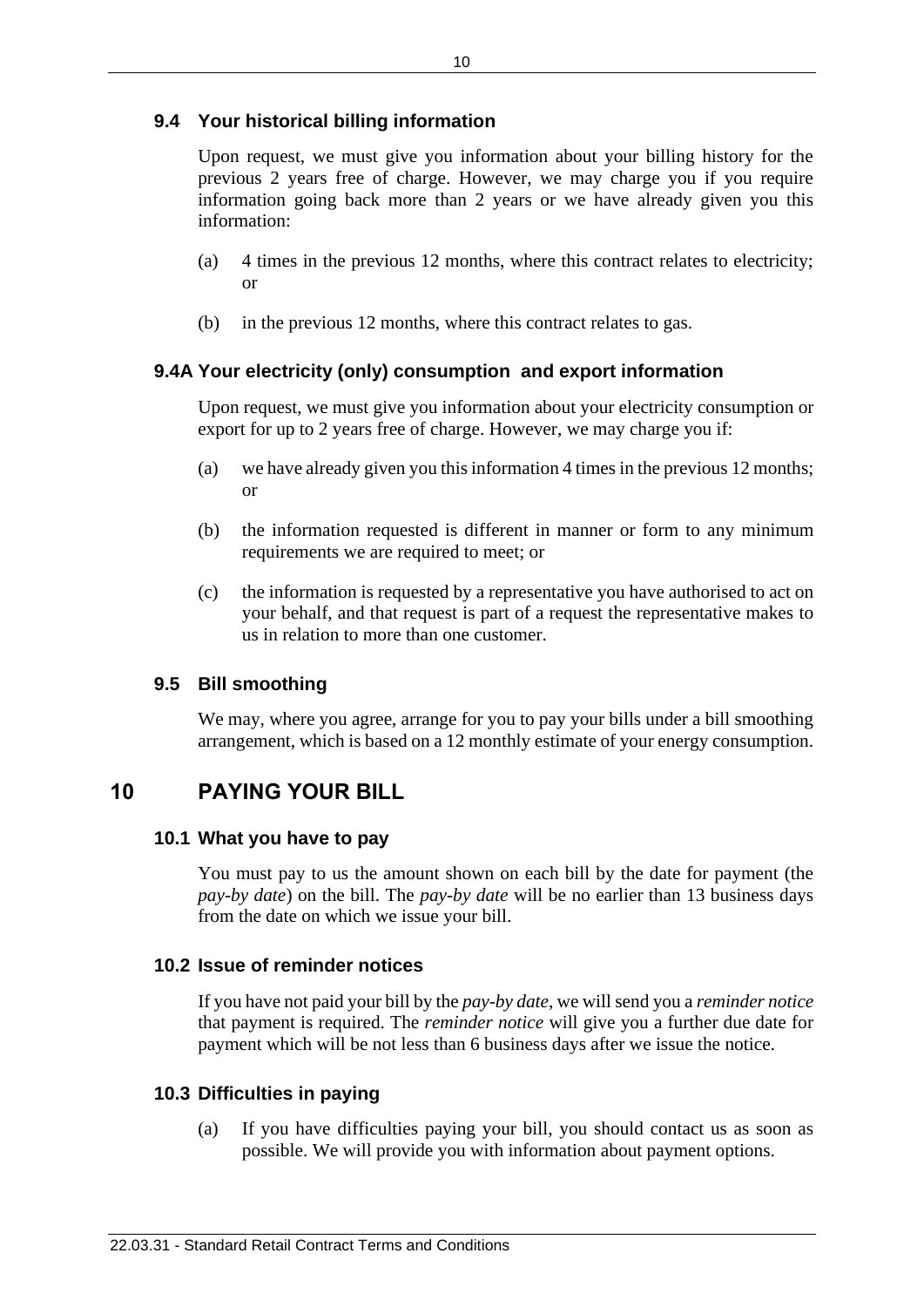### 9.4 Your historical billing information

Upon request, we must give you information about your billing history for the previous 2 years free of charge. However, we may charge you if you require information going back more than 2 years or we have already given you this information:

(a) 4 times in the previous 12 months, where this contract relates to electricity; or

(b) in the previous 12 months, where this contract relates to gas.

### 9.4A Your electricity (only) consumption and export information

Upon request, we must give you information about your electricity consumption or export for up to 2 years free of charge. However, we may charge you if:

(a) we have already given you this information 4 times in the previous 12 months; or

(b) the information requested is different in manner or form to any minimum requirements we are required to meet; or

(c) the information is requested by a representative you have authorised to act on your behalf, and that request is part of a request the representative makes to us in relation to more than one customer.

### 9.5 Bill smoothing

We may, where you agree, arrange for you to pay your bills under a bill smoothing arrangement, which is based on a 12 monthly estimate of your energy consumption.

## 10 PAYING YOUR BILL

### 10.1 What you have to pay

You must pay to us the amount shown on each bill by the date for payment (the *pay-by date*) on the bill. The *pay-by date* will be no earlier than 13 business days from the date on which we issue your bill.

### 10.2 Issue of reminder notices

If you have not paid your bill by the *pay-by date*, we will send you a *reminder notice* that payment is required. The *reminder notice* will give you a further due date for payment which will be not less than 6 business days after we issue the notice.

### 10.3 Difficulties in paying

(a) If you have difficulties paying your bill, you should contact us as soon as possible. We will provide you with information about payment options.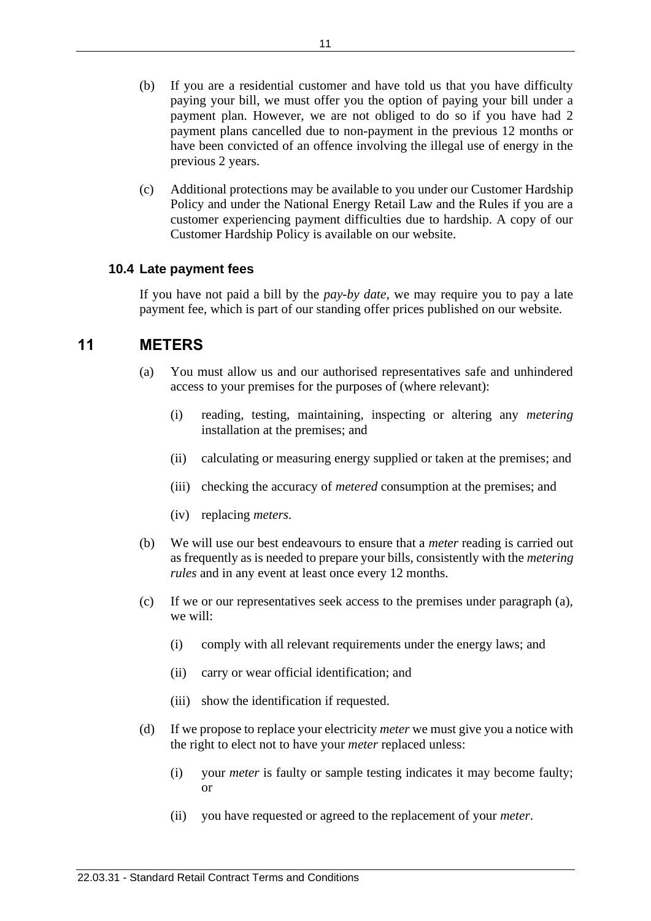(b) If you are a residential customer and have told us that you have difficulty paying your bill, we must offer you the option of paying your bill under a payment plan. However, we are not obliged to do so if you have had 2 payment plans cancelled due to non-payment in the previous 12 months or have been convicted of an offence involving the illegal use of energy in the previous 2 years.

(c) Additional protections may be available to you under our Customer Hardship Policy and under the National Energy Retail Law and the Rules if you are a customer experiencing payment difficulties due to hardship. A copy of our Customer Hardship Policy is available on our website.

### 10.4 Late payment fees

If you have not paid a bill by the *pay-by date*, we may require you to pay a late payment fee, which is part of our standing offer prices published on our website.

## 11 METERS

(a) You must allow us and our authorised representatives safe and unhindered access to your premises for the purposes of (where relevant):

(i) reading, testing, maintaining, inspecting or altering any *metering* installation at the premises; and

(ii) calculating or measuring energy supplied or taken at the premises; and

(iii) checking the accuracy of *metered* consumption at the premises; and

(iv) replacing *meters*.

(b) We will use our best endeavours to ensure that a *meter* reading is carried out as frequently as is needed to prepare your bills, consistently with the *metering rules* and in any event at least once every 12 months.

(c) If we or our representatives seek access to the premises under paragraph (a), we will:

(i) comply with all relevant requirements under the energy laws; and

(ii) carry or wear official identification; and

(iii) show the identification if requested.

(d) If we propose to replace your electricity *meter* we must give you a notice with the right to elect not to have your *meter* replaced unless:

(i) your *meter* is faulty or sample testing indicates it may become faulty; or

(ii) you have requested or agreed to the replacement of your *meter*.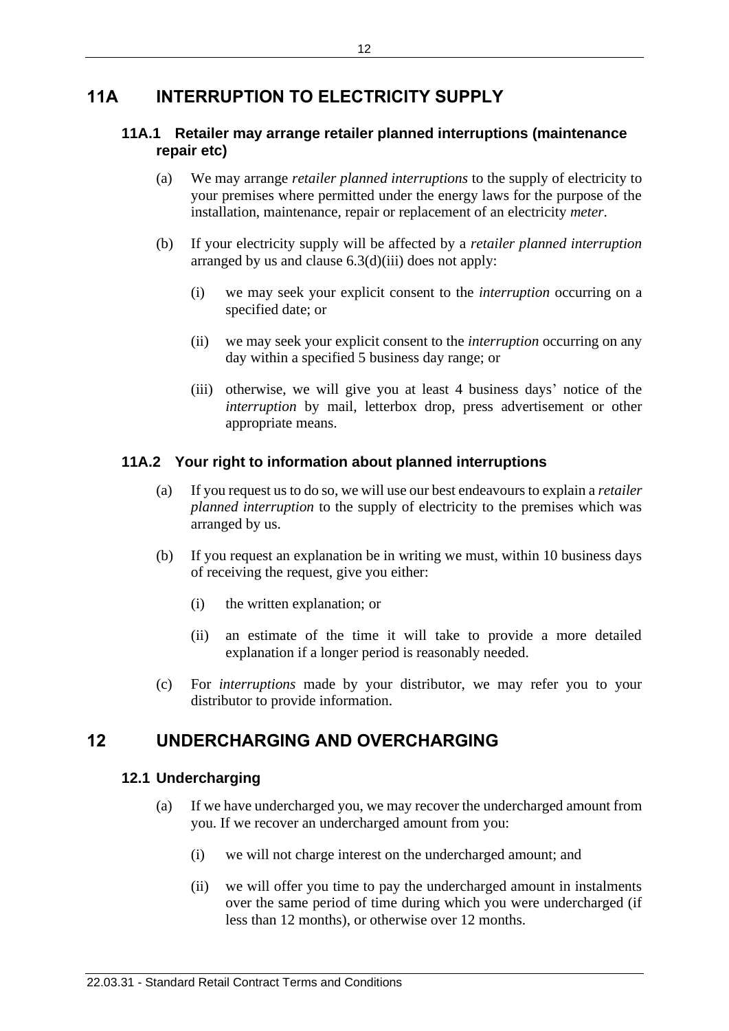# 11A INTERRUPTION TO ELECTRICITY SUPPLY

## 11A.1 Retailer may arrange retailer planned interruptions (maintenance repair etc)

(a) We may arrange *retailer planned interruptions* to the supply of electricity to your premises where permitted under the energy laws for the purpose of the installation, maintenance, repair or replacement of an electricity *meter*.

(b) If your electricity supply will be affected by a *retailer planned interruption* arranged by us and clause 6.3(d)(iii) does not apply:

(i) we may seek your explicit consent to the *interruption* occurring on a specified date; or

(ii) we may seek your explicit consent to the *interruption* occurring on any day within a specified 5 business day range; or

(iii) otherwise, we will give you at least 4 business days' notice of the *interruption* by mail, letterbox drop, press advertisement or other appropriate means.

## 11A.2 Your right to information about planned interruptions

(a) If you request us to do so, we will use our best endeavours to explain a *retailer planned interruption* to the supply of electricity to the premises which was arranged by us.

(b) If you request an explanation be in writing we must, within 10 business days of receiving the request, give you either:

(i) the written explanation; or

(ii) an estimate of the time it will take to provide a more detailed explanation if a longer period is reasonably needed.

(c) For *interruptions* made by your distributor, we may refer you to your distributor to provide information.

# 12 UNDERCHARGING AND OVERCHARGING

## 12.1 Undercharging

(a) If we have undercharged you, we may recover the undercharged amount from you. If we recover an undercharged amount from you:

(i) we will not charge interest on the undercharged amount; and

(ii) we will offer you time to pay the undercharged amount in instalments over the same period of time during which you were undercharged (if less than 12 months), or otherwise over 12 months.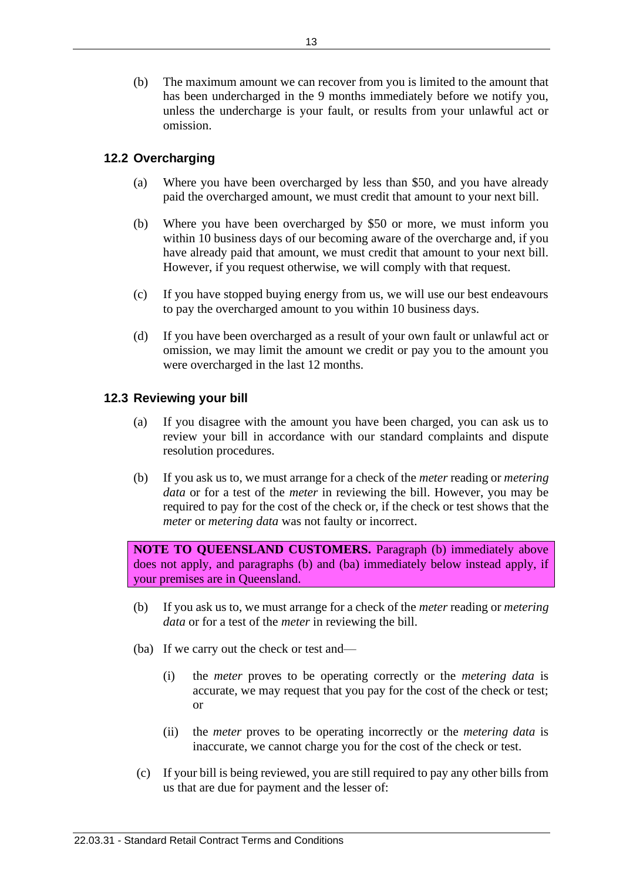(b) The maximum amount we can recover from you is limited to the amount that has been undercharged in the 9 months immediately before we notify you, unless the undercharge is your fault, or results from your unlawful act or omission.

### 12.2 Overcharging

(a) Where you have been overcharged by less than $50, and you have already paid the overcharged amount, we must credit that amount to your next bill.

(b) Where you have been overcharged by $50 or more, we must inform you within 10 business days of our becoming aware of the overcharge and, if you have already paid that amount, we must credit that amount to your next bill. However, if you request otherwise, we will comply with that request.

(c) If you have stopped buying energy from us, we will use our best endeavours to pay the overcharged amount to you within 10 business days.

(d) If you have been overcharged as a result of your own fault or unlawful act or omission, we may limit the amount we credit or pay you to the amount you were overcharged in the last 12 months.

### 12.3 Reviewing your bill

(a) If you disagree with the amount you have been charged, you can ask us to review your bill in accordance with our standard complaints and dispute resolution procedures.

(b) If you ask us to, we must arrange for a check of the *meter* reading or *metering data* or for a test of the *meter* in reviewing the bill. However, you may be required to pay for the cost of the check or, if the check or test shows that the *meter* or *metering data* was not faulty or incorrect.

**NOTE TO QUEENSLAND CUSTOMERS.** Paragraph (b) immediately above does not apply, and paragraphs (b) and (ba) immediately below instead apply, if your premises are in Queensland.

(b) If you ask us to, we must arrange for a check of the *meter* reading or *metering data* or for a test of the *meter* in reviewing the bill.

(ba) If we carry out the check or test and—

- (i) the *meter* proves to be operating correctly or the *metering data* is accurate, we may request that you pay for the cost of the check or test; or
- (ii) the *meter* proves to be operating incorrectly or the *metering data* is inaccurate, we cannot charge you for the cost of the check or test.

(c) If your bill is being reviewed, you are still required to pay any other bills from us that are due for payment and the lesser of: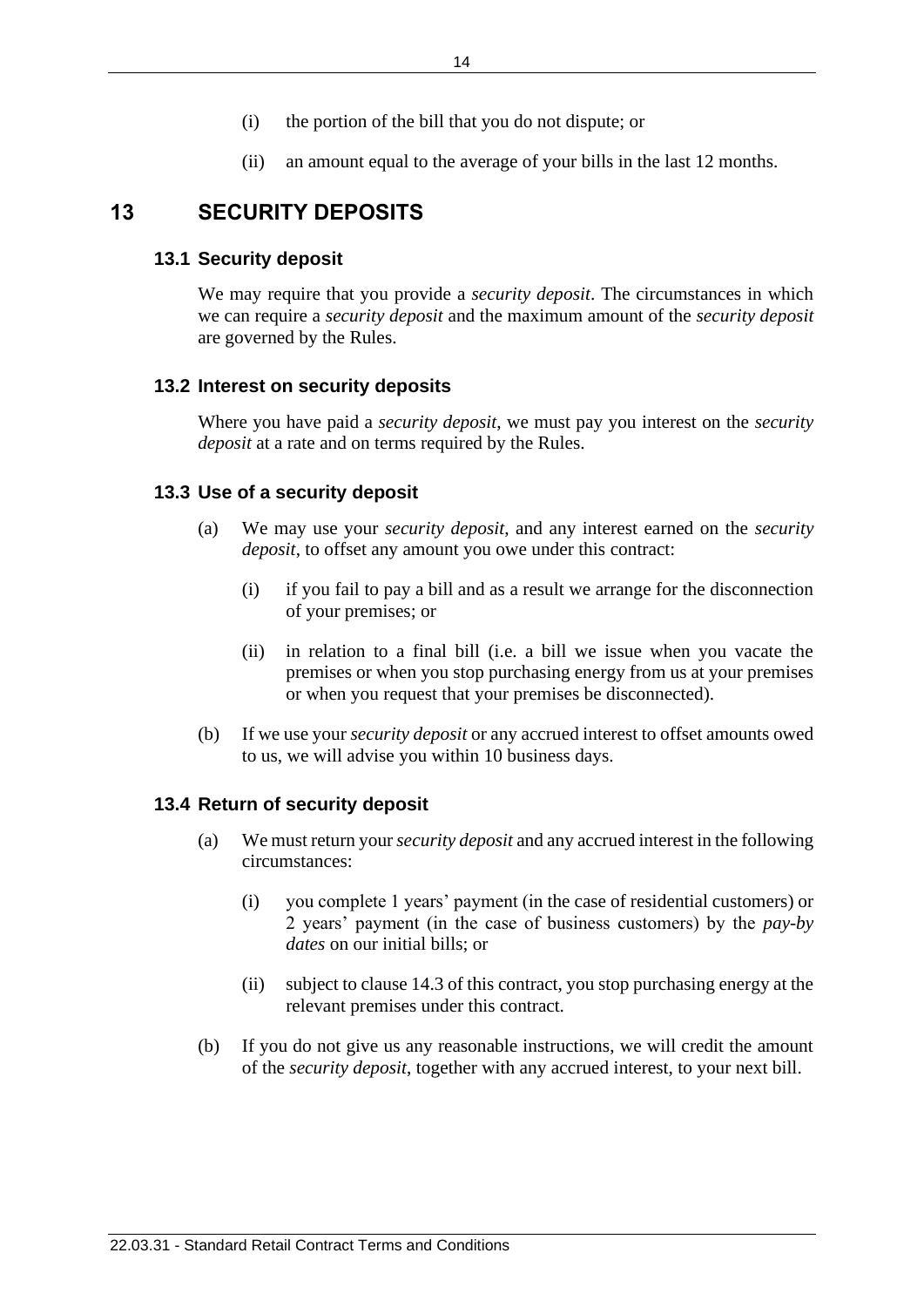(i) the portion of the bill that you do not dispute; or

(ii) an amount equal to the average of your bills in the last 12 months.

# 13 SECURITY DEPOSITS

## 13.1 Security deposit

We may require that you provide a *security deposit*. The circumstances in which we can require a *security deposit* and the maximum amount of the *security deposit* are governed by the Rules.

## 13.2 Interest on security deposits

Where you have paid a *security deposit*, we must pay you interest on the *security deposit* at a rate and on terms required by the Rules.

## 13.3 Use of a security deposit

(a) We may use your *security deposit*, and any interest earned on the *security deposit*, to offset any amount you owe under this contract:

(i) if you fail to pay a bill and as a result we arrange for the disconnection of your premises; or

(ii) in relation to a final bill (i.e. a bill we issue when you vacate the premises or when you stop purchasing energy from us at your premises or when you request that your premises be disconnected).

(b) If we use your *security deposit* or any accrued interest to offset amounts owed to us, we will advise you within 10 business days.

## 13.4 Return of security deposit

(a) We must return your *security deposit* and any accrued interest in the following circumstances:

(i) you complete 1 years' payment (in the case of residential customers) or 2 years' payment (in the case of business customers) by the *pay-by dates* on our initial bills; or

(ii) subject to clause 14.3 of this contract, you stop purchasing energy at the relevant premises under this contract.

(b) If you do not give us any reasonable instructions, we will credit the amount of the *security deposit*, together with any accrued interest, to your next bill.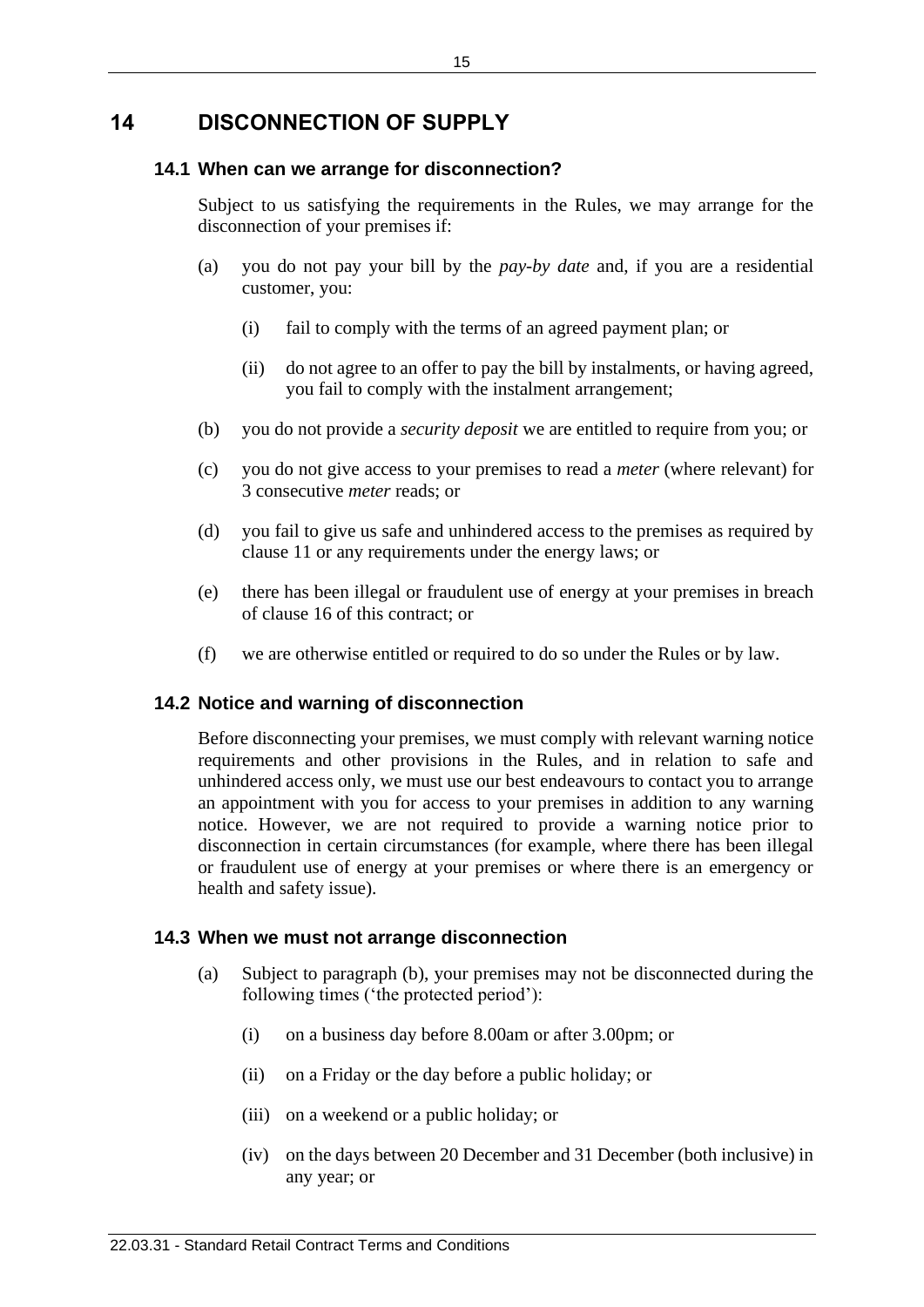# 14 DISCONNECTION OF SUPPLY

## 14.1 When can we arrange for disconnection?

Subject to us satisfying the requirements in the Rules, we may arrange for the disconnection of your premises if:

(a) you do not pay your bill by the *pay-by date* and, if you are a residential customer, you:

  (i) fail to comply with the terms of an agreed payment plan; or

  (ii) do not agree to an offer to pay the bill by instalments, or having agreed, you fail to comply with the instalment arrangement;

(b) you do not provide a *security deposit* we are entitled to require from you; or

(c) you do not give access to your premises to read a *meter* (where relevant) for 3 consecutive *meter* reads; or

(d) you fail to give us safe and unhindered access to the premises as required by clause 11 or any requirements under the energy laws; or

(e) there has been illegal or fraudulent use of energy at your premises in breach of clause 16 of this contract; or

(f) we are otherwise entitled or required to do so under the Rules or by law.

## 14.2 Notice and warning of disconnection

Before disconnecting your premises, we must comply with relevant warning notice requirements and other provisions in the Rules, and in relation to safe and unhindered access only, we must use our best endeavours to contact you to arrange an appointment with you for access to your premises in addition to any warning notice. However, we are not required to provide a warning notice prior to disconnection in certain circumstances (for example, where there has been illegal or fraudulent use of energy at your premises or where there is an emergency or health and safety issue).

## 14.3 When we must not arrange disconnection

(a) Subject to paragraph (b), your premises may not be disconnected during the following times ('the protected period'):

  (i) on a business day before 8.00am or after 3.00pm; or

  (ii) on a Friday or the day before a public holiday; or

  (iii) on a weekend or a public holiday; or

  (iv) on the days between 20 December and 31 December (both inclusive) in any year; or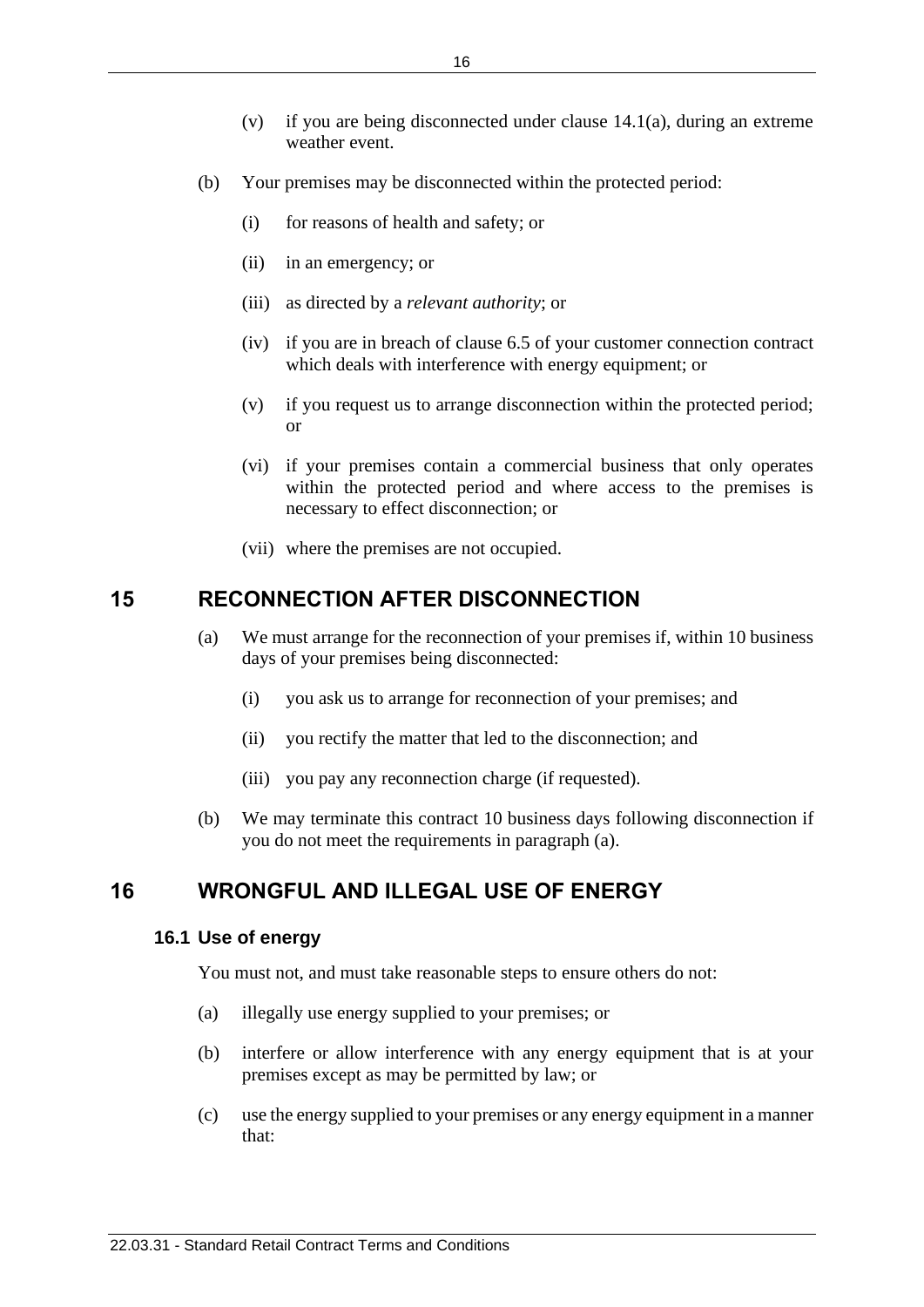(v) if you are being disconnected under clause 14.1(a), during an extreme weather event.

(b) Your premises may be disconnected within the protected period:

(i) for reasons of health and safety; or

(ii) in an emergency; or

(iii) as directed by a *relevant authority*; or

(iv) if you are in breach of clause 6.5 of your customer connection contract which deals with interference with energy equipment; or

(v) if you request us to arrange disconnection within the protected period; or

(vi) if your premises contain a commercial business that only operates within the protected period and where access to the premises is necessary to effect disconnection; or

(vii) where the premises are not occupied.

# 15 RECONNECTION AFTER DISCONNECTION

(a) We must arrange for the reconnection of your premises if, within 10 business days of your premises being disconnected:

(i) you ask us to arrange for reconnection of your premises; and

(ii) you rectify the matter that led to the disconnection; and

(iii) you pay any reconnection charge (if requested).

(b) We may terminate this contract 10 business days following disconnection if you do not meet the requirements in paragraph (a).

# 16 WRONGFUL AND ILLEGAL USE OF ENERGY

## 16.1 Use of energy

You must not, and must take reasonable steps to ensure others do not:

(a) illegally use energy supplied to your premises; or

(b) interfere or allow interference with any energy equipment that is at your premises except as may be permitted by law; or

(c) use the energy supplied to your premises or any energy equipment in a manner that: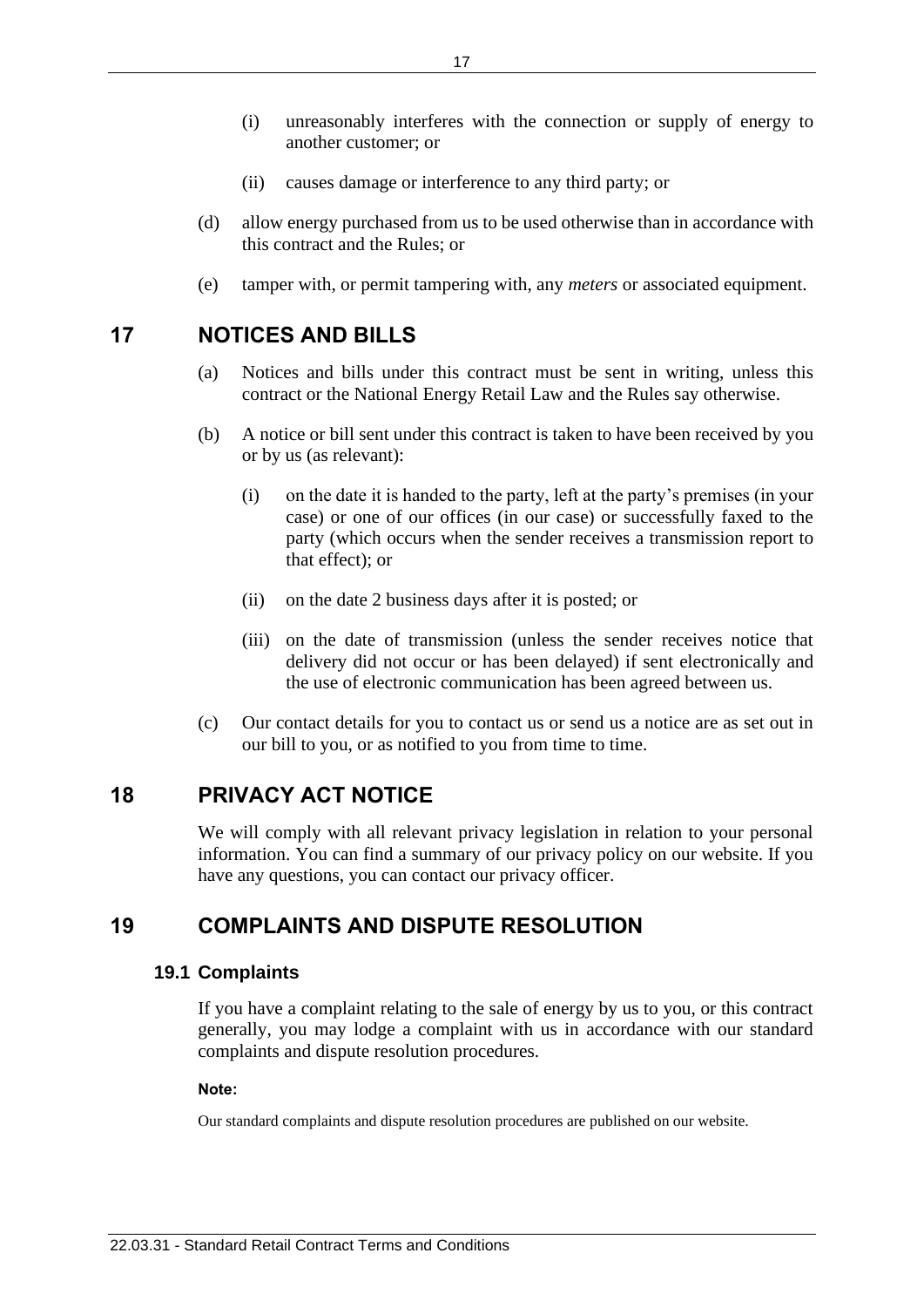(i) unreasonably interferes with the connection or supply of energy to another customer; or

(ii) causes damage or interference to any third party; or

(d) allow energy purchased from us to be used otherwise than in accordance with this contract and the Rules; or

(e) tamper with, or permit tampering with, any *meters* or associated equipment.

## 17 NOTICES AND BILLS

(a) Notices and bills under this contract must be sent in writing, unless this contract or the National Energy Retail Law and the Rules say otherwise.

(b) A notice or bill sent under this contract is taken to have been received by you or by us (as relevant):

(i) on the date it is handed to the party, left at the party's premises (in your case) or one of our offices (in our case) or successfully faxed to the party (which occurs when the sender receives a transmission report to that effect); or

(ii) on the date 2 business days after it is posted; or

(iii) on the date of transmission (unless the sender receives notice that delivery did not occur or has been delayed) if sent electronically and the use of electronic communication has been agreed between us.

(c) Our contact details for you to contact us or send us a notice are as set out in our bill to you, or as notified to you from time to time.

## 18 PRIVACY ACT NOTICE

We will comply with all relevant privacy legislation in relation to your personal information. You can find a summary of our privacy policy on our website. If you have any questions, you can contact our privacy officer.

## 19 COMPLAINTS AND DISPUTE RESOLUTION

### 19.1 Complaints

If you have a complaint relating to the sale of energy by us to you, or this contract generally, you may lodge a complaint with us in accordance with our standard complaints and dispute resolution procedures.

**Note:**

Our standard complaints and dispute resolution procedures are published on our website.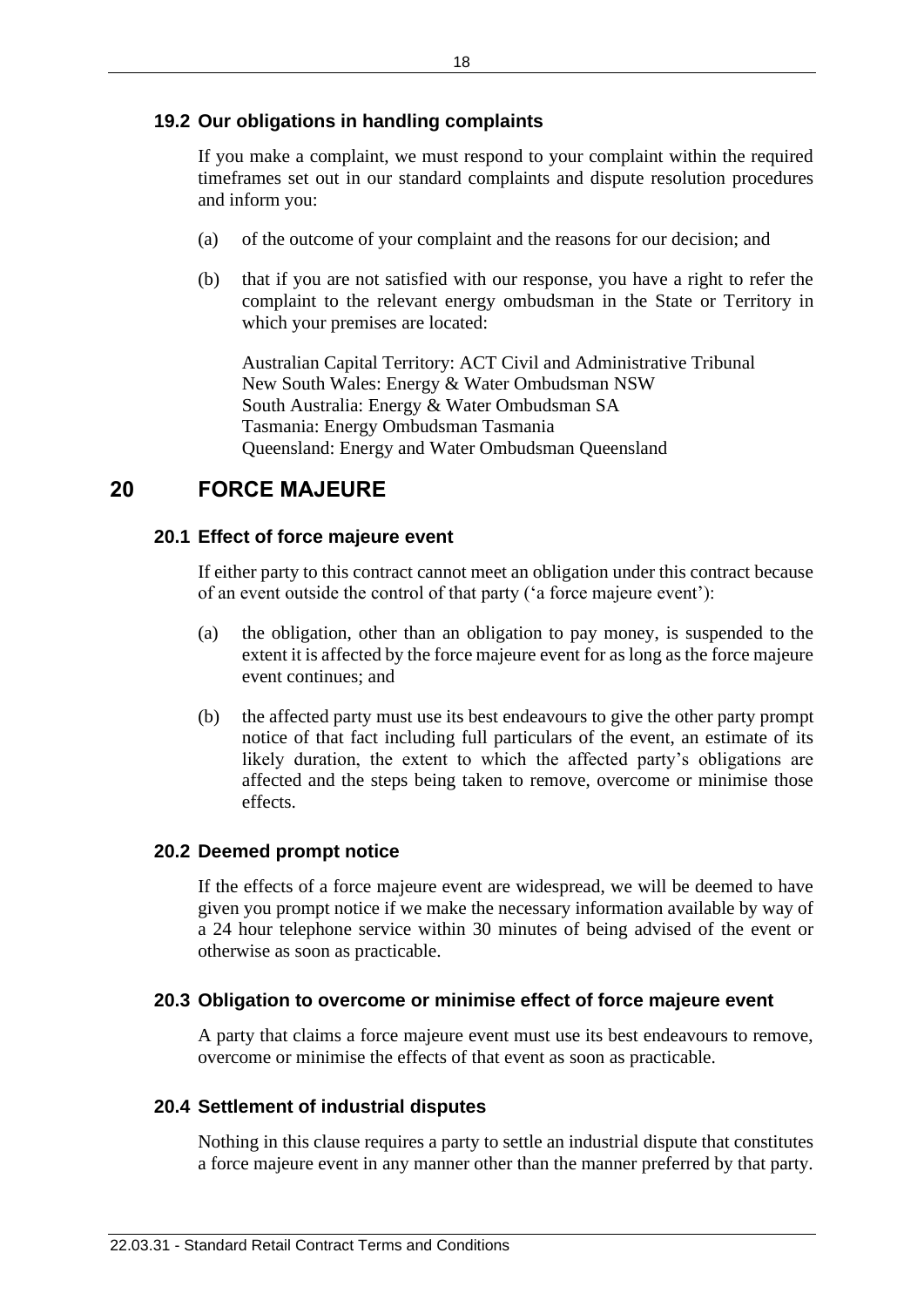### 19.2 Our obligations in handling complaints

If you make a complaint, we must respond to your complaint within the required timeframes set out in our standard complaints and dispute resolution procedures and inform you:

(a) of the outcome of your complaint and the reasons for our decision; and

(b) that if you are not satisfied with our response, you have a right to refer the complaint to the relevant energy ombudsman in the State or Territory in which your premises are located:

Australian Capital Territory: ACT Civil and Administrative Tribunal
New South Wales: Energy & Water Ombudsman NSW
South Australia: Energy & Water Ombudsman SA
Tasmania: Energy Ombudsman Tasmania
Queensland: Energy and Water Ombudsman Queensland

## 20 FORCE MAJEURE

### 20.1 Effect of force majeure event

If either party to this contract cannot meet an obligation under this contract because of an event outside the control of that party ('a force majeure event'):

(a) the obligation, other than an obligation to pay money, is suspended to the extent it is affected by the force majeure event for as long as the force majeure event continues; and

(b) the affected party must use its best endeavours to give the other party prompt notice of that fact including full particulars of the event, an estimate of its likely duration, the extent to which the affected party's obligations are affected and the steps being taken to remove, overcome or minimise those effects.

### 20.2 Deemed prompt notice

If the effects of a force majeure event are widespread, we will be deemed to have given you prompt notice if we make the necessary information available by way of a 24 hour telephone service within 30 minutes of being advised of the event or otherwise as soon as practicable.

### 20.3 Obligation to overcome or minimise effect of force majeure event

A party that claims a force majeure event must use its best endeavours to remove, overcome or minimise the effects of that event as soon as practicable.

### 20.4 Settlement of industrial disputes

Nothing in this clause requires a party to settle an industrial dispute that constitutes a force majeure event in any manner other than the manner preferred by that party.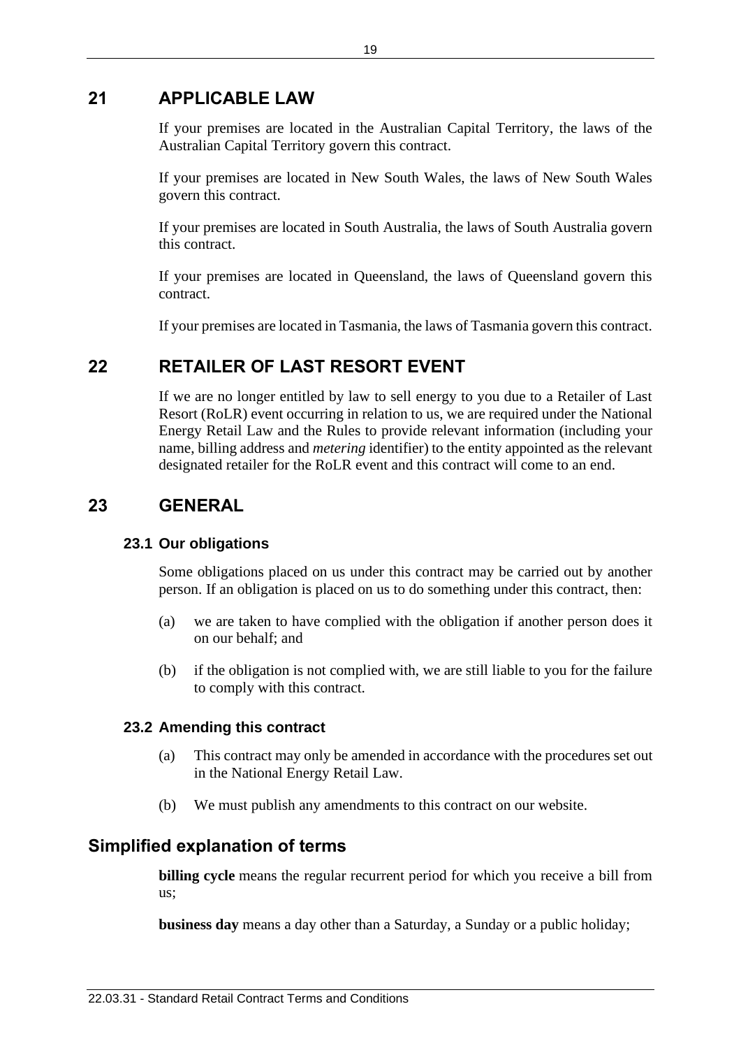## 21 APPLICABLE LAW

If your premises are located in the Australian Capital Territory, the laws of the Australian Capital Territory govern this contract.

If your premises are located in New South Wales, the laws of New South Wales govern this contract.

If your premises are located in South Australia, the laws of South Australia govern this contract.

If your premises are located in Queensland, the laws of Queensland govern this contract.

If your premises are located in Tasmania, the laws of Tasmania govern this contract.

## 22 RETAILER OF LAST RESORT EVENT

If we are no longer entitled by law to sell energy to you due to a Retailer of Last Resort (RoLR) event occurring in relation to us, we are required under the National Energy Retail Law and the Rules to provide relevant information (including your name, billing address and *metering* identifier) to the entity appointed as the relevant designated retailer for the RoLR event and this contract will come to an end.

## 23 GENERAL

### 23.1 Our obligations

Some obligations placed on us under this contract may be carried out by another person. If an obligation is placed on us to do something under this contract, then:

(a) we are taken to have complied with the obligation if another person does it on our behalf; and

(b) if the obligation is not complied with, we are still liable to you for the failure to comply with this contract.

### 23.2 Amending this contract

(a) This contract may only be amended in accordance with the procedures set out in the National Energy Retail Law.

(b) We must publish any amendments to this contract on our website.

## Simplified explanation of terms

**billing cycle** means the regular recurrent period for which you receive a bill from us;

**business day** means a day other than a Saturday, a Sunday or a public holiday;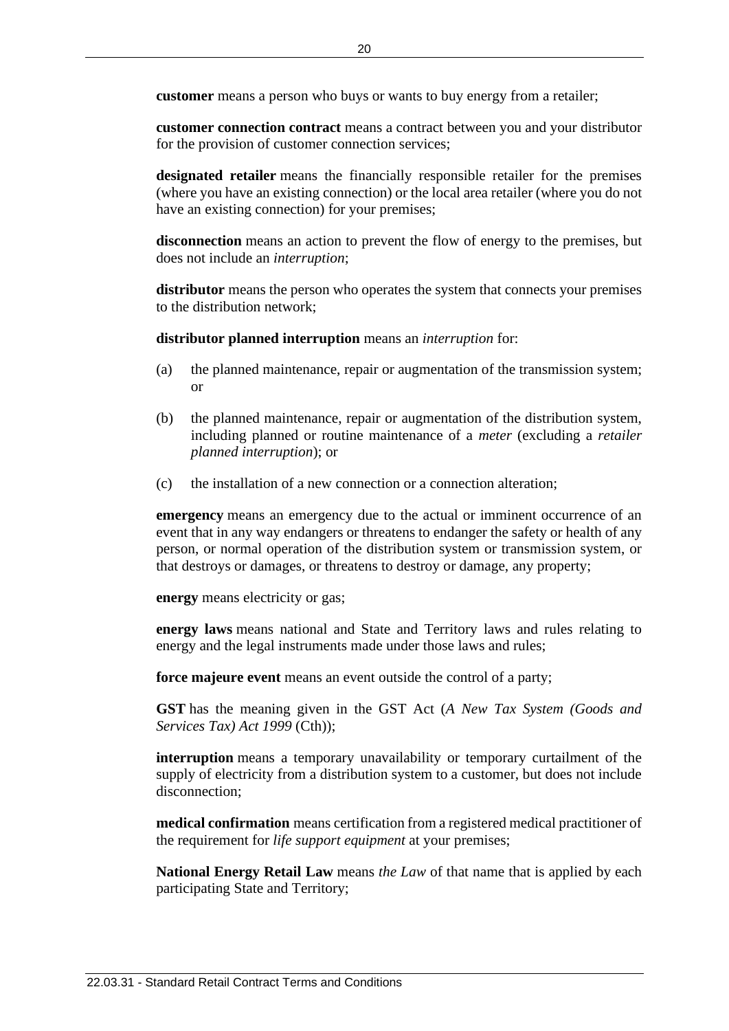**customer** means a person who buys or wants to buy energy from a retailer;

**customer connection contract** means a contract between you and your distributor for the provision of customer connection services;

**designated retailer** means the financially responsible retailer for the premises (where you have an existing connection) or the local area retailer (where you do not have an existing connection) for your premises;

**disconnection** means an action to prevent the flow of energy to the premises, but does not include an *interruption*;

**distributor** means the person who operates the system that connects your premises to the distribution network;

**distributor planned interruption** means an *interruption* for:

(a) the planned maintenance, repair or augmentation of the transmission system; or

(b) the planned maintenance, repair or augmentation of the distribution system, including planned or routine maintenance of a *meter* (excluding a *retailer planned interruption*); or

(c) the installation of a new connection or a connection alteration;

**emergency** means an emergency due to the actual or imminent occurrence of an event that in any way endangers or threatens to endanger the safety or health of any person, or normal operation of the distribution system or transmission system, or that destroys or damages, or threatens to destroy or damage, any property;

**energy** means electricity or gas;

**energy laws** means national and State and Territory laws and rules relating to energy and the legal instruments made under those laws and rules;

**force majeure event** means an event outside the control of a party;

**GST** has the meaning given in the GST Act (*A New Tax System (Goods and Services Tax) Act 1999* (Cth));

**interruption** means a temporary unavailability or temporary curtailment of the supply of electricity from a distribution system to a customer, but does not include disconnection;

**medical confirmation** means certification from a registered medical practitioner of the requirement for *life support equipment* at your premises;

**National Energy Retail Law** means *the Law* of that name that is applied by each participating State and Territory;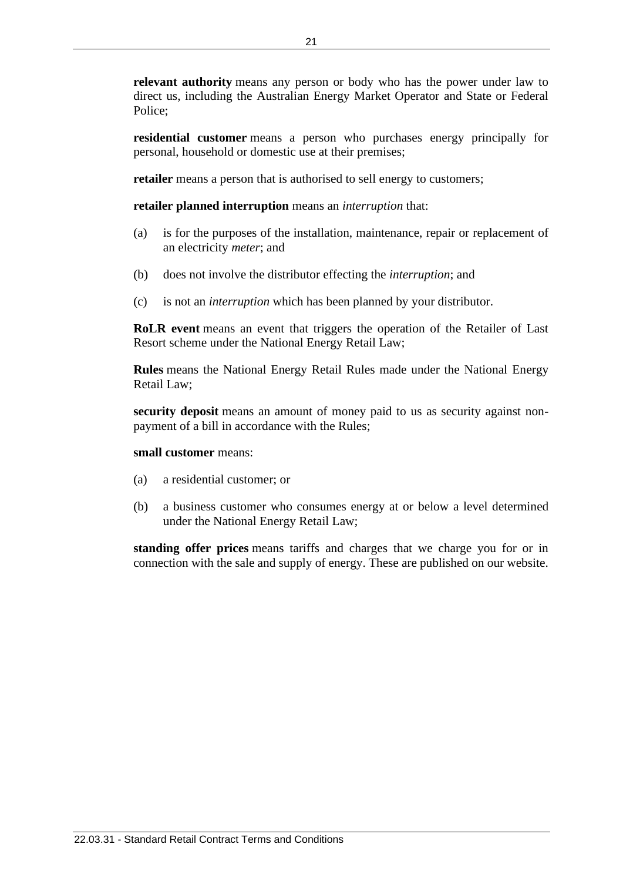**relevant authority** means any person or body who has the power under law to direct us, including the Australian Energy Market Operator and State or Federal Police;

**residential customer** means a person who purchases energy principally for personal, household or domestic use at their premises;

**retailer** means a person that is authorised to sell energy to customers;

**retailer planned interruption** means an *interruption* that:

(a) is for the purposes of the installation, maintenance, repair or replacement of an electricity *meter*; and

(b) does not involve the distributor effecting the *interruption*; and

(c) is not an *interruption* which has been planned by your distributor.

**RoLR event** means an event that triggers the operation of the Retailer of Last Resort scheme under the National Energy Retail Law;

**Rules** means the National Energy Retail Rules made under the National Energy Retail Law;

**security deposit** means an amount of money paid to us as security against non-payment of a bill in accordance with the Rules;

**small customer** means:

(a) a residential customer; or

(b) a business customer who consumes energy at or below a level determined under the National Energy Retail Law;

**standing offer prices** means tariffs and charges that we charge you for or in connection with the sale and supply of energy. These are published on our website.